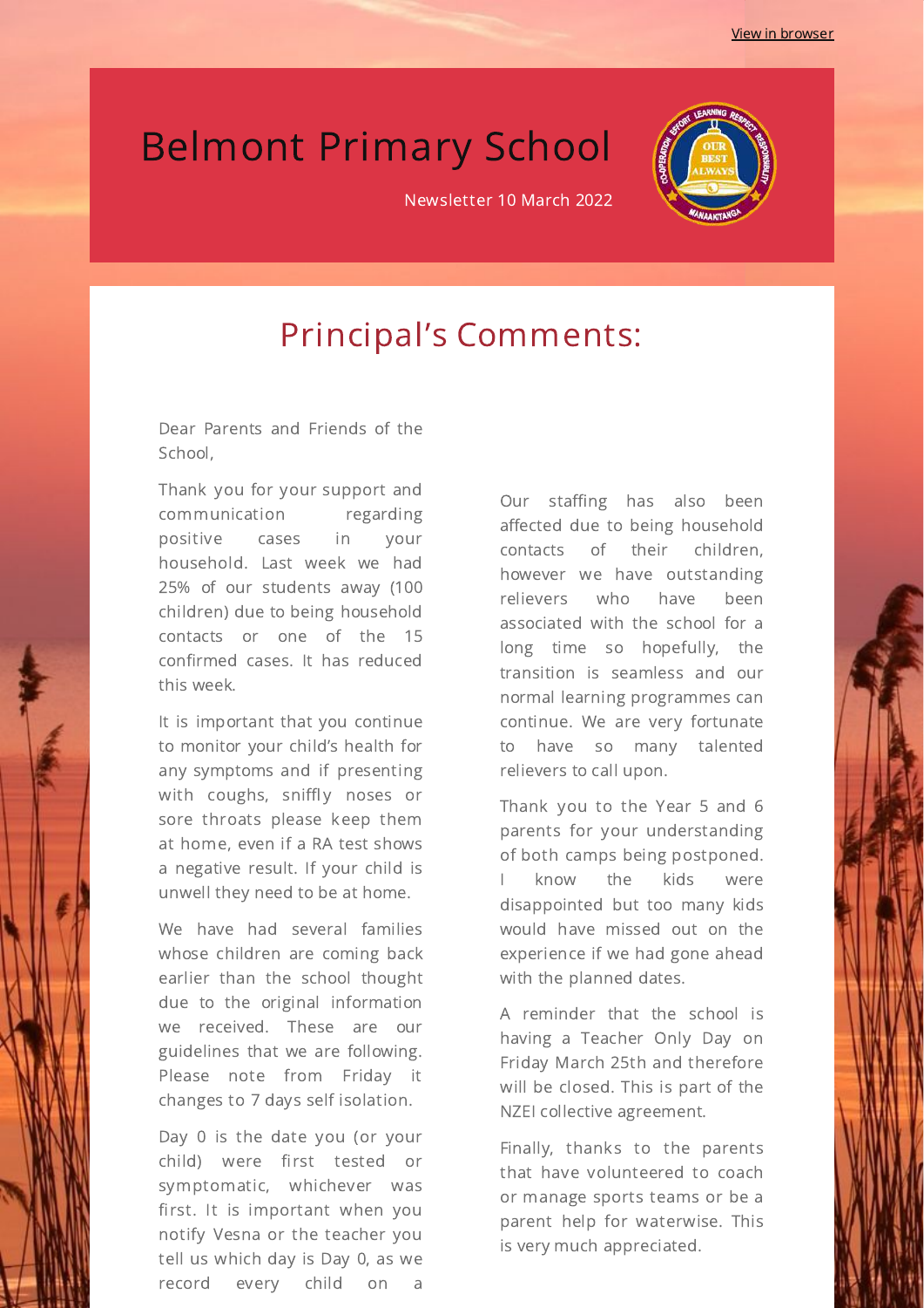View in browser

# Belmont Primary School

Newsletter 10 March 2022

## Principal's Comments:

Dear Parents and Friends of the School,

Thank you for your support and communication regarding positive cases in your household. Last week we had 25% of our students away (100 children) due to being household contacts or one of the 15 confirmed cases. It has reduced this week.

It is important that you continue to monitor your child's health for any symptoms and if presenting with coughs, sniffly noses or sore throats please keep them at home, even if a RA test shows a negative result. If your child is unwell they need to be at home.

We have had several families whose children are coming back earlier than the school thought due to the original information we received. These are our guidelines that we are following. Please note from Friday it changes to 7 days self isolation.

Day 0 is the date you (or your child) were first tested or symptomatic, whichever was first. It is important when you notify Vesna or the teacher you tell us which day is Day 0, as we record every child on a

Our staffing has also been affected due to being household contacts of their children, however we have outstanding relievers who have been associated with the school for a long time so hopefully, the transition is seamless and our normal learning programmes can continue. We are very fortunate to have so many talented relievers to call upon.

Thank you to the Year 5 and 6 parents for your understanding of both camps being postponed. I know the kids were disappointed but too many kids would have missed out on the experience if we had gone ahead with the planned dates.

A reminder that the school is having a Teacher Only Day on Friday March 25th and therefore will be closed. This is part of the NZEI collective agreement.

Finally, thanks to the parents that have volunteered to coach or manage sports teams or be a parent help for waterwise. This is very much appreciated.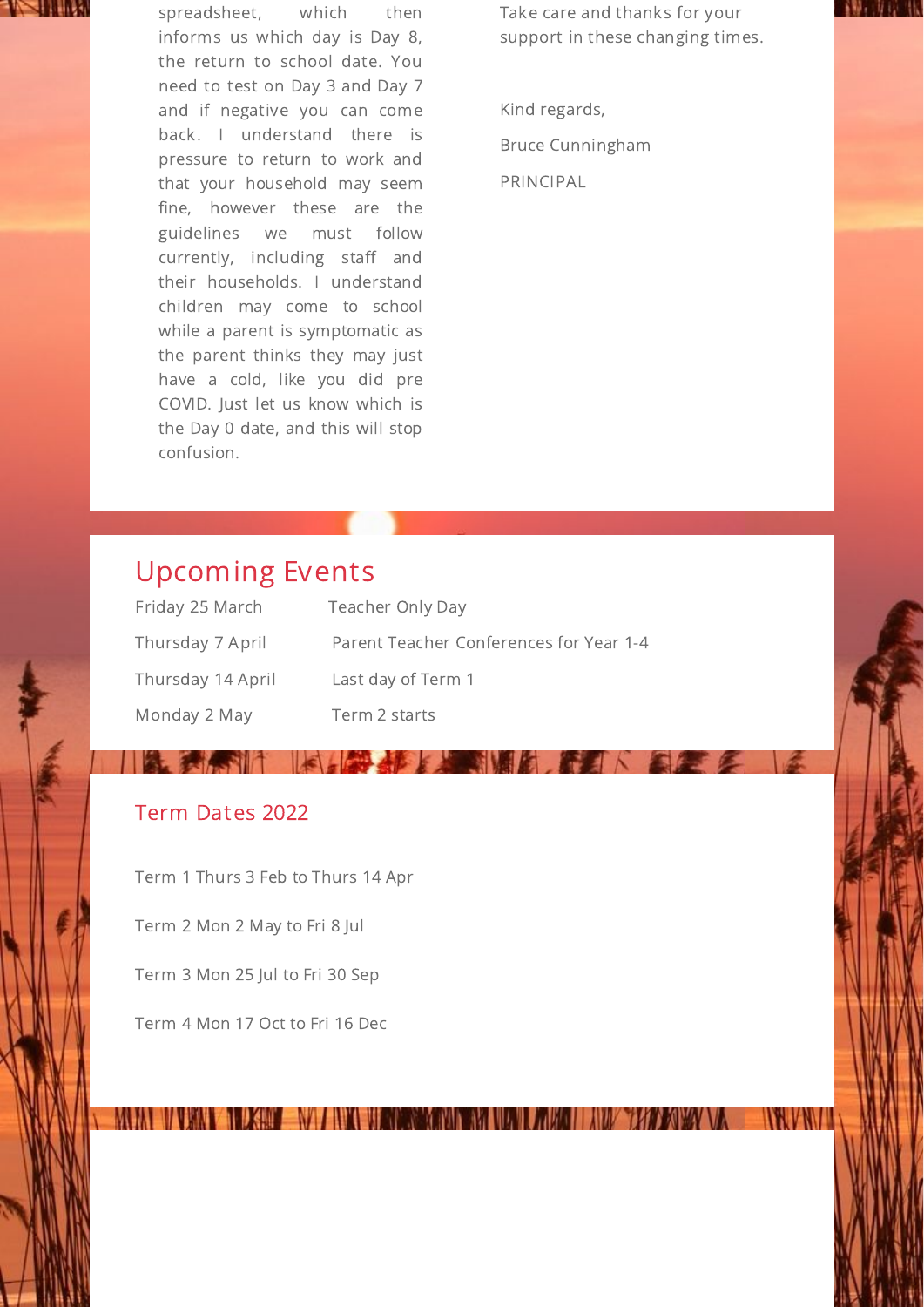spreadsheet, which then informs us which day is Day 8, the return to school date. You need to test on Day 3 and Day 7 and if negative you can come back. I understand there is pressure to return to work and that your household may seem fine, however these are the guidelines we must follow currently, including staff and their households. I understand children may come to school while a parent is symptomatic as the parent thinks they may just have a cold, like you did pre COVID. Just let us know which is the Day 0 date, and this will stop confusion.

Take care and thanks for your support in these changing times.

Kind regards,

Bruce Cunningham

PRINCIPAL

## Upcoming Events

| | |
|---|---|
| Friday 25 March | Teacher Only Day |
| Thursday 7 April | Parent Teacher Conferences for Year 1-4 |
| Thursday 14 April | Last day of Term 1 |
| Monday 2 May | Term 2 starts |

## Term Dates 2022

Term 1 Thurs 3 Feb to Thurs 14 Apr

Term 2 Mon 2 May to Fri 8 Jul

Term 3 Mon 25 Jul to Fri 30 Sep

Term 4 Mon 17 Oct to Fri 16 Dec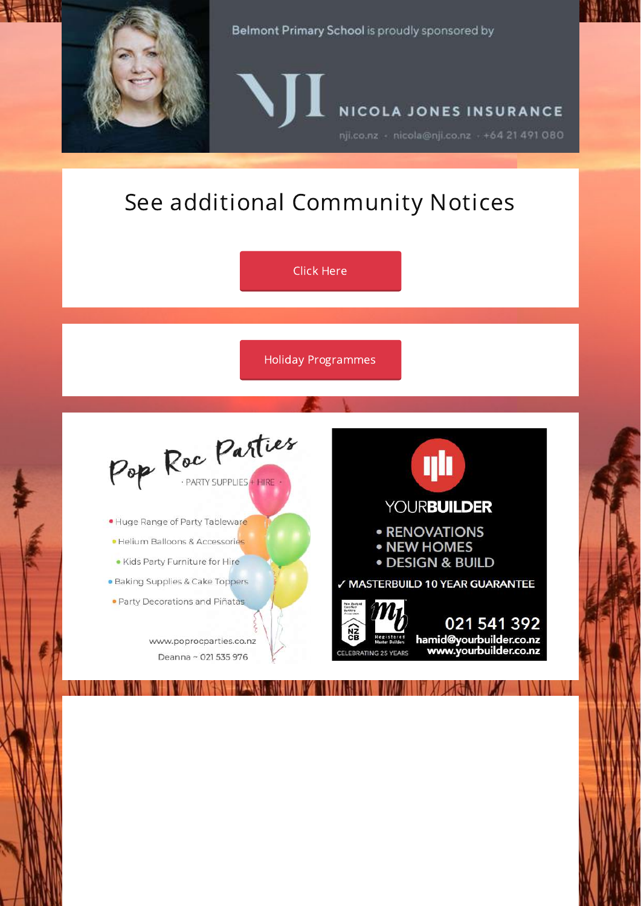Belmont Primary School is proudly sponsored by

NICOLA JONES INSURANCE

nji.co.nz · nicola@nji.co.nz · +64 21 491 080

## See additional Community Notices

Click Here

Holiday Programmes

Pop Roc Parties

· PARTY SUPPLIES + HIRE ·

- Huge Range of Party Tableware
- Helium Balloons & Accessories
- Kids Party Furniture for Hire
- Baking Supplies & Cake Toppers
- Party Decorations and Piñatas

www.poprocparties.co.nz

Deanna ~ 021 535 976

YOURBUILDER

- RENOVATIONS
- NEW HOMES
- DESIGN & BUILD

✓ MASTERBUILD 10 YEAR GUARANTEE

CELEBRATING 25 YEARS

021 541 392

hamid@yourbuilder.co.nz

www.yourbuilder.co.nz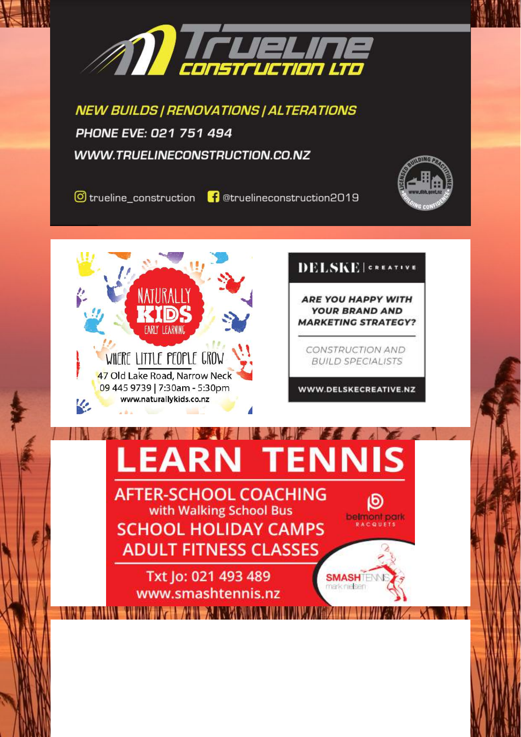# Trueline CONSTRUCTION LTD

**NEW BUILDS | RENOVATIONS | ALTERATIONS**

**PHONE EVE: 021 751 494**

**WWW.TRUELINECONSTRUCTION.CO.NZ**

trueline_construction | @truelineconstruction2019

LICENSED BUILDING PRACTITIONER — www.dbh.govt.nz — BUILDING CONFIDENCE

---

## NATURALLY KIDS EARLY LEARNING

WHERE LITTLE PEOPLE GROW

47 Old Lake Road, Narrow Neck

09 445 9739 | 7:30am - 5:30pm

www.naturallykids.co.nz

---

## DELSKE | CREATIVE

**ARE YOU HAPPY WITH YOUR BRAND AND MARKETING STRATEGY?**

CONSTRUCTION AND BUILD SPECIALISTS

**WWW.DELSKECREATIVE.NZ**

---

# LEARN TENNIS

**AFTER-SCHOOL COACHING**
with Walking School Bus

**SCHOOL HOLIDAY CAMPS**

**ADULT FITNESS CLASSES**

Txt Jo: 021 493 489

www.smashtennis.nz

belmont park RACQUETS

SMASH TENNIS mark nielsen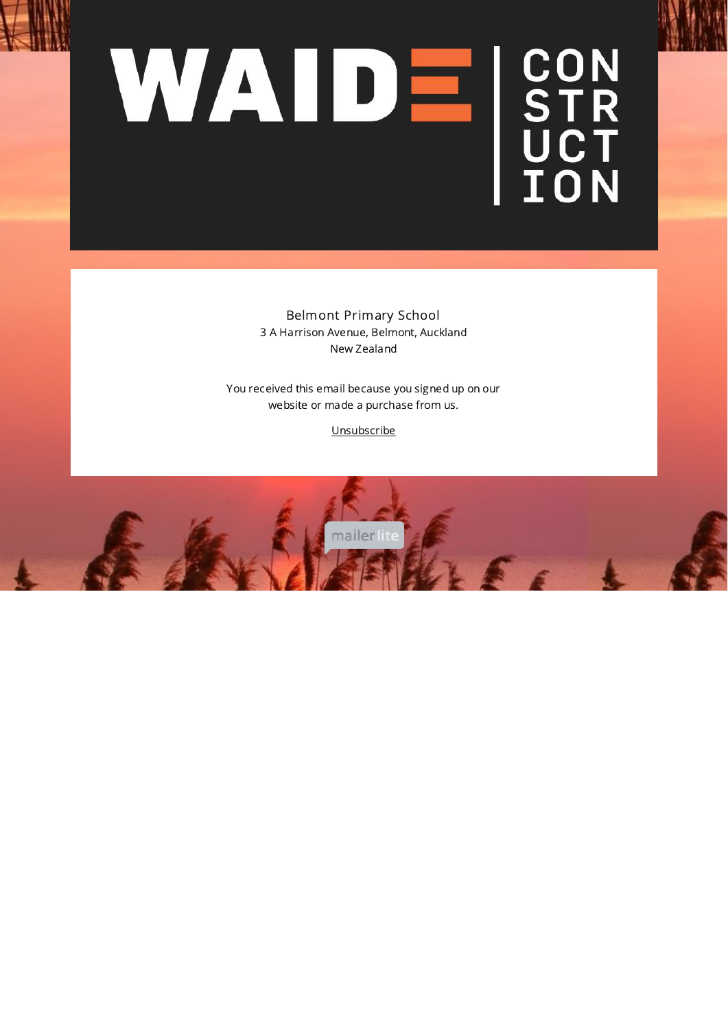WAIDE CONSTRUCTION

Belmont Primary School
3 A Harrison Avenue, Belmont, Auckland
New Zealand

You received this email because you signed up on our website or made a purchase from us.

Unsubscribe

mailerlite